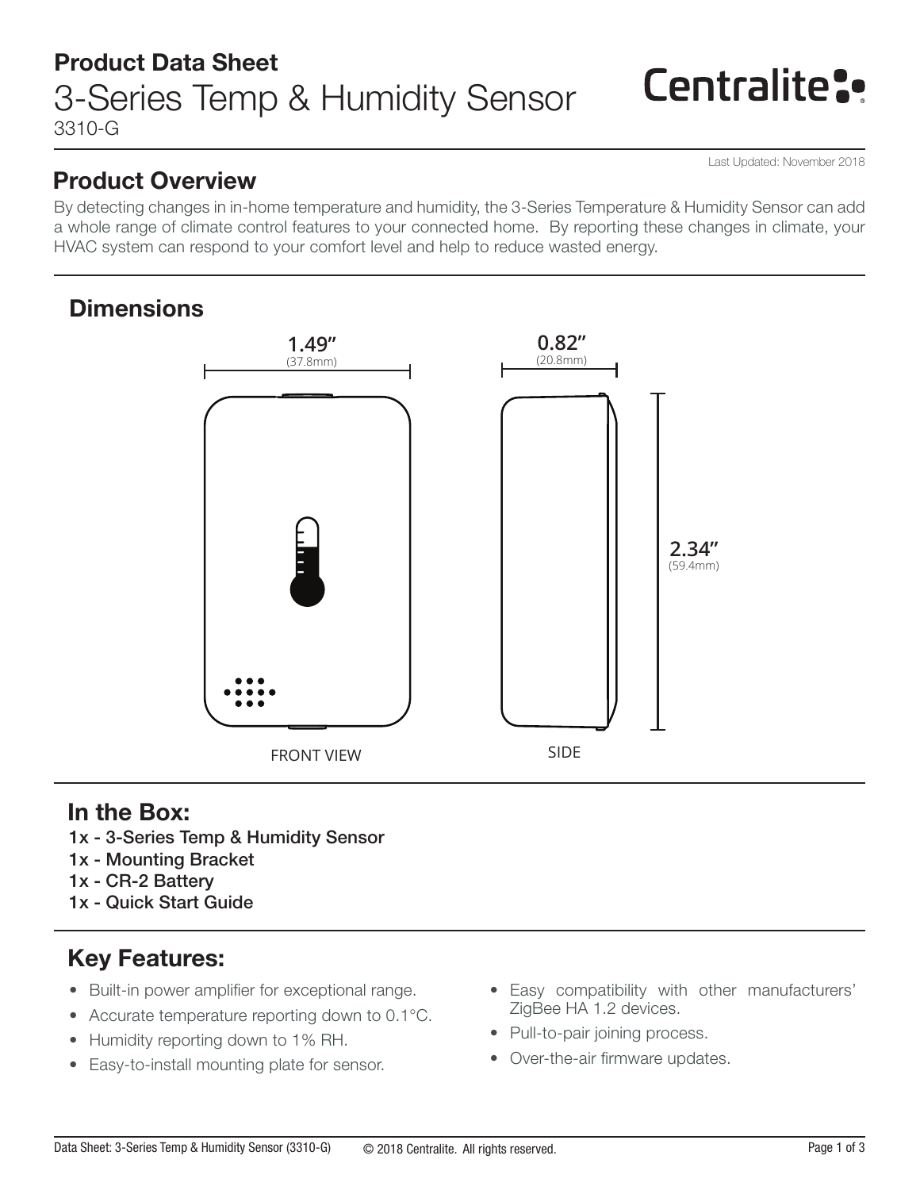# Product Data Sheet

## 3-Series Temp & Humidity Sensor

3310-G

Centralite

Last Updated: November 2018

## Product Overview

By detecting changes in in-home temperature and humidity, the 3-Series Temperature & Humidity Sensor can add a whole range of climate control features to your connected home. By reporting these changes in climate, your HVAC system can respond to your comfort level and help to reduce wasted energy.

## Dimensions

1.49″ (37.8mm)

0.82″ (20.8mm)

2.34″ (59.4mm)

FRONT VIEW

SIDE

## In the Box:

1x - 3-Series Temp & Humidity Sensor
1x - Mounting Bracket
1x - CR-2 Battery
1x - Quick Start Guide

## Key Features:

- Built-in power amplifier for exceptional range.
- Accurate temperature reporting down to 0.1°C.
- Humidity reporting down to 1% RH.
- Easy-to-install mounting plate for sensor.
- Easy compatibility with other manufacturers' ZigBee HA 1.2 devices.
- Pull-to-pair joining process.
- Over-the-air firmware updates.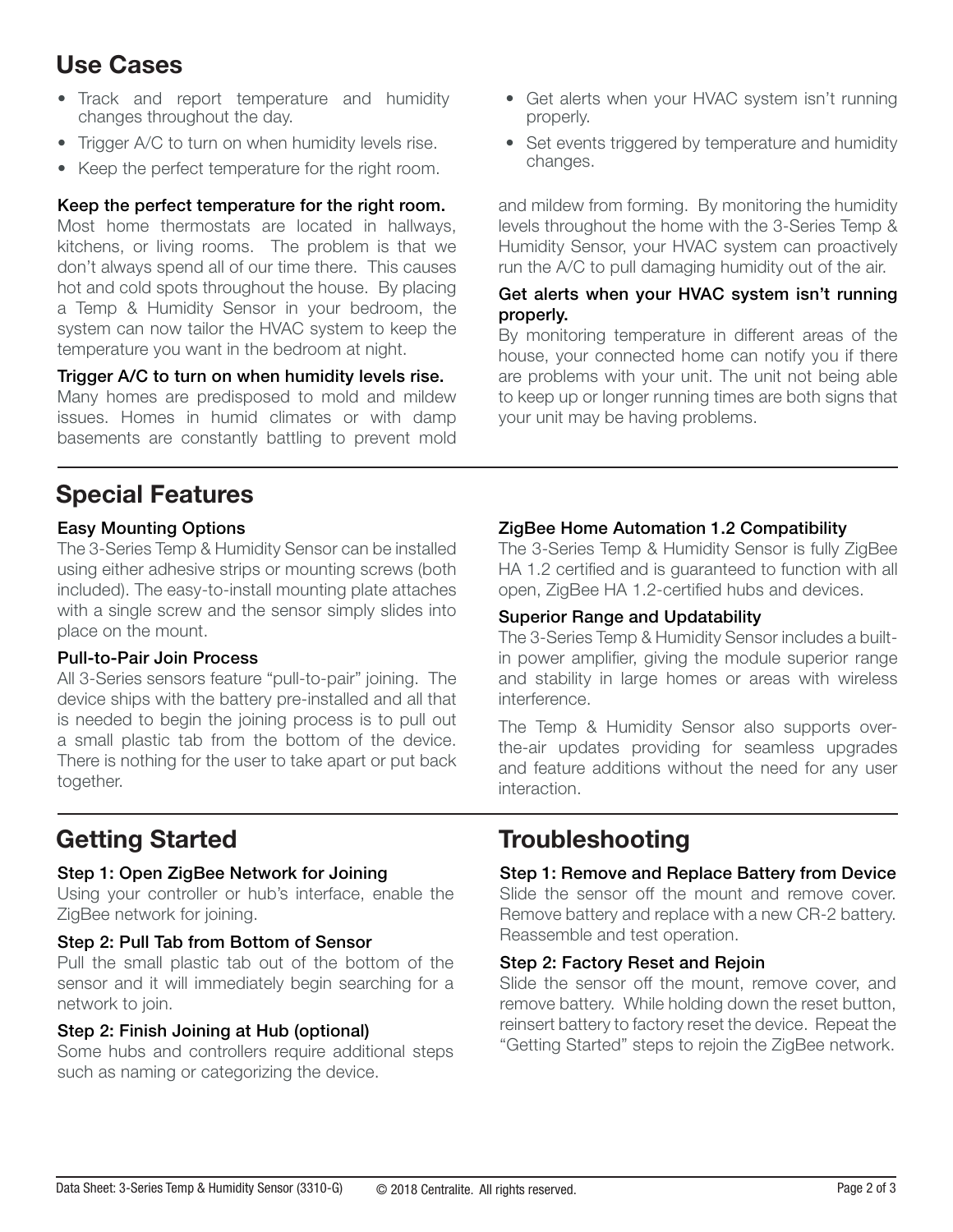## Use Cases

- Track and report temperature and humidity changes throughout the day.
- Trigger A/C to turn on when humidity levels rise.
- Keep the perfect temperature for the right room.
- Get alerts when your HVAC system isn't running properly.
- Set events triggered by temperature and humidity changes.

### Keep the perfect temperature for the right room.

Most home thermostats are located in hallways, kitchens, or living rooms. The problem is that we don't always spend all of our time there. This causes hot and cold spots throughout the house. By placing a Temp & Humidity Sensor in your bedroom, the system can now tailor the HVAC system to keep the temperature you want in the bedroom at night.

### Trigger A/C to turn on when humidity levels rise.

Many homes are predisposed to mold and mildew issues. Homes in humid climates or with damp basements are constantly battling to prevent mold and mildew from forming. By monitoring the humidity levels throughout the home with the 3-Series Temp & Humidity Sensor, your HVAC system can proactively run the A/C to pull damaging humidity out of the air.

### Get alerts when your HVAC system isn't running properly.

By monitoring temperature in different areas of the house, your connected home can notify you if there are problems with your unit. The unit not being able to keep up or longer running times are both signs that your unit may be having problems.

## Special Features

### Easy Mounting Options

The 3-Series Temp & Humidity Sensor can be installed using either adhesive strips or mounting screws (both included). The easy-to-install mounting plate attaches with a single screw and the sensor simply slides into place on the mount.

### Pull-to-Pair Join Process

All 3-Series sensors feature "pull-to-pair" joining. The device ships with the battery pre-installed and all that is needed to begin the joining process is to pull out a small plastic tab from the bottom of the device. There is nothing for the user to take apart or put back together.

### ZigBee Home Automation 1.2 Compatibility

The 3-Series Temp & Humidity Sensor is fully ZigBee HA 1.2 certified and is guaranteed to function with all open, ZigBee HA 1.2-certified hubs and devices.

### Superior Range and Updatability

The 3-Series Temp & Humidity Sensor includes a built-in power amplifier, giving the module superior range and stability in large homes or areas with wireless interference.

The Temp & Humidity Sensor also supports over-the-air updates providing for seamless upgrades and feature additions without the need for any user interaction.

## Getting Started

### Step 1: Open ZigBee Network for Joining

Using your controller or hub's interface, enable the ZigBee network for joining.

### Step 2: Pull Tab from Bottom of Sensor

Pull the small plastic tab out of the bottom of the sensor and it will immediately begin searching for a network to join.

### Step 2: Finish Joining at Hub (optional)

Some hubs and controllers require additional steps such as naming or categorizing the device.

## Troubleshooting

### Step 1: Remove and Replace Battery from Device

Slide the sensor off the mount and remove cover. Remove battery and replace with a new CR-2 battery. Reassemble and test operation.

### Step 2: Factory Reset and Rejoin

Slide the sensor off the mount, remove cover, and remove battery. While holding down the reset button, reinsert battery to factory reset the device. Repeat the "Getting Started" steps to rejoin the ZigBee network.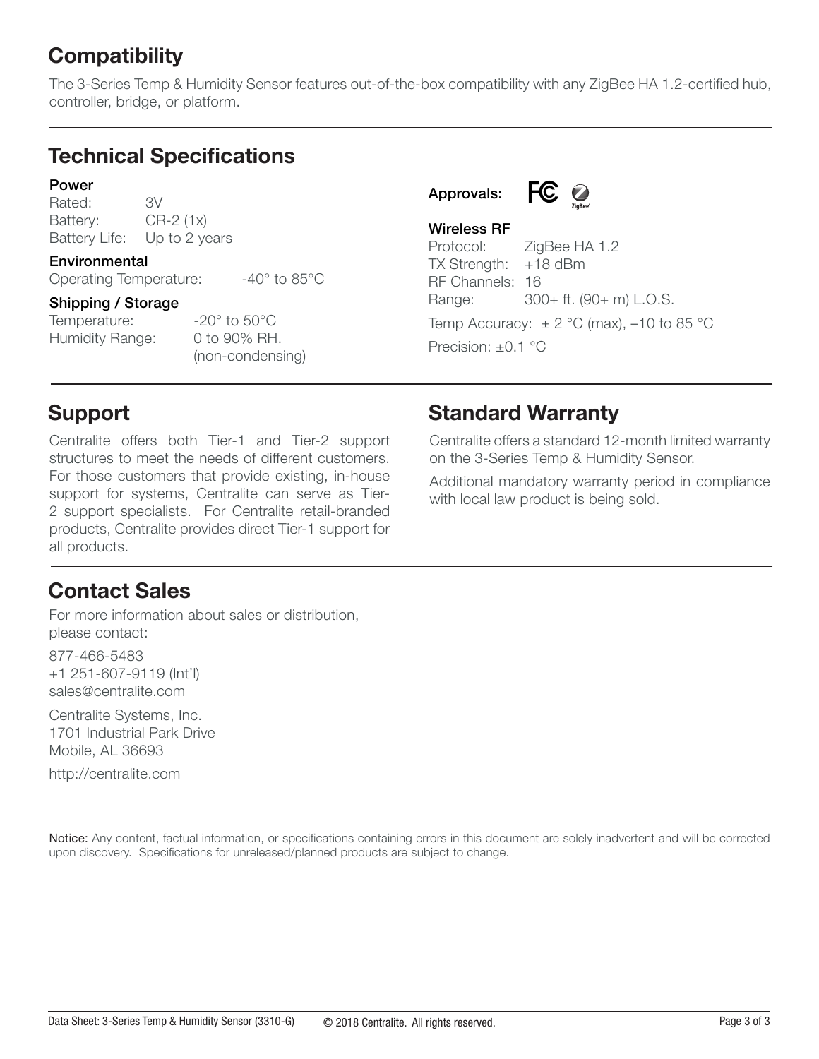## Compatibility

The 3-Series Temp & Humidity Sensor features out-of-the-box compatibility with any ZigBee HA 1.2-certified hub, controller, bridge, or platform.

## Technical Specifications

**Power**

Rated: 3V
Battery: CR-2 (1x)
Battery Life: Up to 2 years

**Environmental**

Operating Temperature: -40° to 85°C

**Shipping / Storage**

Temperature: -20° to 50°C
Humidity Range: 0 to 90% RH. (non-condensing)

**Approvals:** FC ZigBee

**Wireless RF**

Protocol: ZigBee HA 1.2
TX Strength: +18 dBm
RF Channels: 16
Range: 300+ ft. (90+ m) L.O.S.

Temp Accuracy: ± 2 °C (max), –10 to 85 °C

Precision: ±0.1 °C

## Support

Centralite offers both Tier-1 and Tier-2 support structures to meet the needs of different customers. For those customers that provide existing, in-house support for systems, Centralite can serve as Tier-2 support specialists. For Centralite retail-branded products, Centralite provides direct Tier-1 support for all products.

## Standard Warranty

Centralite offers a standard 12-month limited warranty on the 3-Series Temp & Humidity Sensor.

Additional mandatory warranty period in compliance with local law product is being sold.

## Contact Sales

For more information about sales or distribution, please contact:

877-466-5483
+1 251-607-9119 (Int'l)
sales@centralite.com

Centralite Systems, Inc.
1701 Industrial Park Drive
Mobile, AL 36693

http://centralite.com

**Notice:** Any content, factual information, or specifications containing errors in this document are solely inadvertent and will be corrected upon discovery. Specifications for unreleased/planned products are subject to change.